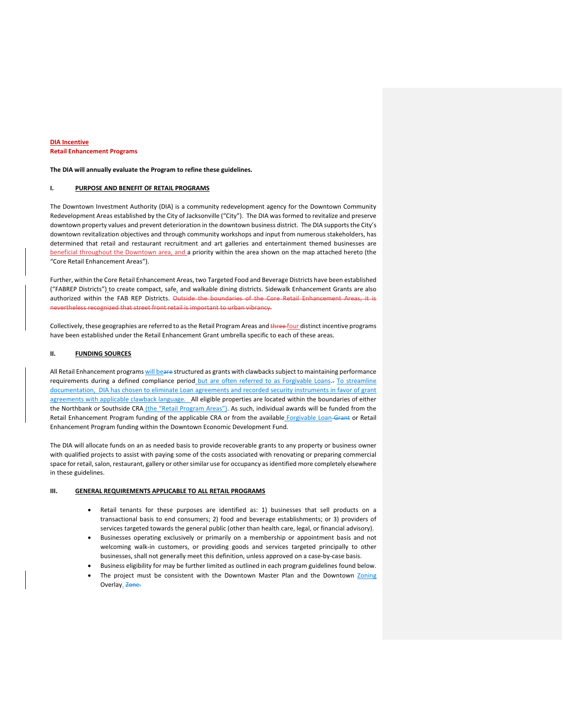**DIA Incentive**
**Retail Enhancement Programs**

**The DIA will annually evaluate the Program to refine these guidelines.**

## I. PURPOSE AND BENEFIT OF RETAIL PROGRAMS

The Downtown Investment Authority (DIA) is a community redevelopment agency for the Downtown Community Redevelopment Areas established by the City of Jacksonville ("City"). The DIA was formed to revitalize and preserve downtown property values and prevent deterioration in the downtown business district. The DIA supports the City's downtown revitalization objectives and through community workshops and input from numerous stakeholders, has determined that retail and restaurant recruitment and art galleries and entertainment themed businesses are beneficial throughout the Downtown area, and a priority within the area shown on the map attached hereto (the "Core Retail Enhancement Areas").

Further, within the Core Retail Enhancement Areas, two Targeted Food and Beverage Districts have been established ("FABREP Districts") to create compact, safe, and walkable dining districts. Sidewalk Enhancement Grants are also authorized within the FAB REP Districts. ~~Outside the boundaries of the Core Retail Enhancement Areas, it is nevertheless recognized that street front retail is important to urban vibrancy.~~

Collectively, these geographies are referred to as the Retail Program Areas and ~~three~~ four distinct incentive programs have been established under the Retail Enhancement Grant umbrella specific to each of these areas.

## II. FUNDING SOURCES

All Retail Enhancement programs will be~~are~~ structured as grants with clawbacks subject to maintaining performance requirements during a defined compliance period but are often referred to as Forgivable Loans. To streamline documentation, DIA has chosen to eliminate Loan agreements and recorded security instruments in favor of grant agreements with applicable clawback language. All eligible properties are located within the boundaries of either the Northbank or Southside CRA (the "Retail Program Areas"). As such, individual awards will be funded from the Retail Enhancement Program funding of the applicable CRA or from the available Forgivable Loan ~~Grant~~ or Retail Enhancement Program funding within the Downtown Economic Development Fund.

The DIA will allocate funds on an as needed basis to provide recoverable grants to any property or business owner with qualified projects to assist with paying some of the costs associated with renovating or preparing commercial space for retail, salon, restaurant, gallery or other similar use for occupancy as identified more completely elsewhere in these guidelines.

## III. GENERAL REQUIREMENTS APPLICABLE TO ALL RETAIL PROGRAMS

- Retail tenants for these purposes are identified as: 1) businesses that sell products on a transactional basis to end consumers; 2) food and beverage establishments; or 3) providers of services targeted towards the general public (other than health care, legal, or financial advisory).
- Businesses operating exclusively or primarily on a membership or appointment basis and not welcoming walk-in customers, or providing goods and services targeted principally to other businesses, shall not generally meet this definition, unless approved on a case-by-case basis.
- Business eligibility for may be further limited as outlined in each program guidelines found below.
- The project must be consistent with the Downtown Master Plan and the Downtown Zoning Overlay. ~~Zone.~~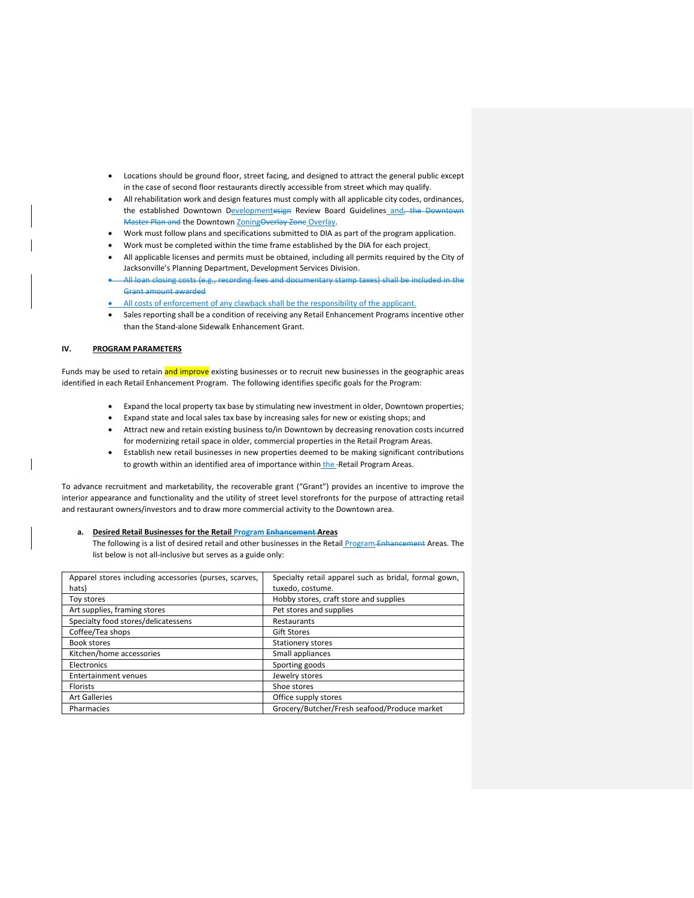- Locations should be ground floor, street facing, and designed to attract the general public except in the case of second floor restaurants directly accessible from street which may qualify.
- All rehabilitation work and design features must comply with all applicable city codes, ordinances, the established Downtown Development~~esign~~ Review Board Guidelines and~~, the Downtown Master Plan and~~ the Downtown Zoning~~Overlay Zone~~ Overlay.
- Work must follow plans and specifications submitted to DIA as part of the program application.
- Work must be completed within the time frame established by the DIA for each project.
- All applicable licenses and permits must be obtained, including all permits required by the City of Jacksonville's Planning Department, Development Services Division.
- ~~All loan closing costs (e.g., recording fees and documentary stamp taxes) shall be included in the Grant amount awarded~~
- All costs of enforcement of any clawback shall be the responsibility of the applicant.
- Sales reporting shall be a condition of receiving any Retail Enhancement Programs incentive other than the Stand-alone Sidewalk Enhancement Grant.

## IV. PROGRAM PARAMETERS

Funds may be used to retain and improve existing businesses or to recruit new businesses in the geographic areas identified in each Retail Enhancement Program. The following identifies specific goals for the Program:

- Expand the local property tax base by stimulating new investment in older, Downtown properties;
- Expand state and local sales tax base by increasing sales for new or existing shops; and
- Attract new and retain existing business to/in Downtown by decreasing renovation costs incurred for modernizing retail space in older, commercial properties in the Retail Program Areas.
- Establish new retail businesses in new properties deemed to be making significant contributions to growth within an identified area of importance within the Retail Program Areas.

To advance recruitment and marketability, the recoverable grant ("Grant") provides an incentive to improve the interior appearance and functionality and the utility of street level storefronts for the purpose of attracting retail and restaurant owners/investors and to draw more commercial activity to the Downtown area.

**a. Desired Retail Businesses for the Retail Program ~~Enhancement~~ Areas**

The following is a list of desired retail and other businesses in the Retail Program ~~Enhancement~~ Areas. The list below is not all-inclusive but serves as a guide only:

| | |
|---|---|
| Apparel stores including accessories (purses, scarves, hats) | Specialty retail apparel such as bridal, formal gown, tuxedo, costume. |
| Toy stores | Hobby stores, craft store and supplies |
| Art supplies, framing stores | Pet stores and supplies |
| Specialty food stores/delicatessens | Restaurants |
| Coffee/Tea shops | Gift Stores |
| Book stores | Stationery stores |
| Kitchen/home accessories | Small appliances |
| Electronics | Sporting goods |
| Entertainment venues | Jewelry stores |
| Florists | Shoe stores |
| Art Galleries | Office supply stores |
| Pharmacies | Grocery/Butcher/Fresh seafood/Produce market |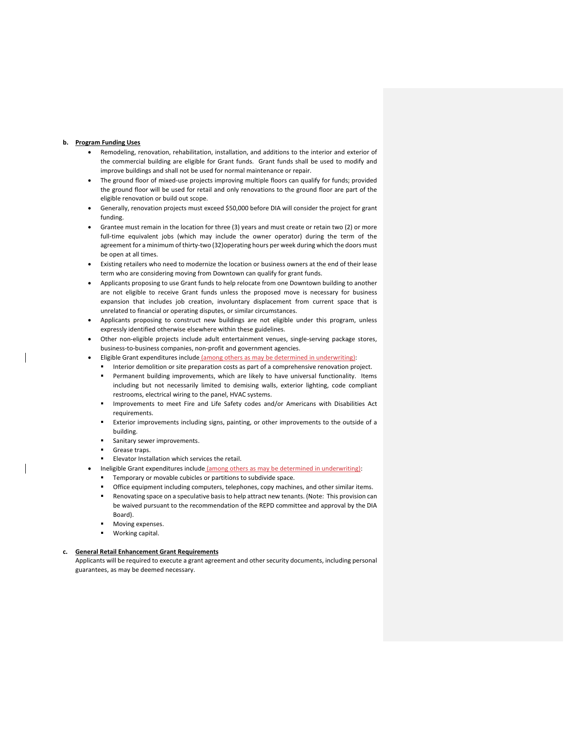**b. Program Funding Uses**

- Remodeling, renovation, rehabilitation, installation, and additions to the interior and exterior of the commercial building are eligible for Grant funds. Grant funds shall be used to modify and improve buildings and shall not be used for normal maintenance or repair.
- The ground floor of mixed-use projects improving multiple floors can qualify for funds; provided the ground floor will be used for retail and only renovations to the ground floor are part of the eligible renovation or build out scope.
- Generally, renovation projects must exceed $50,000 before DIA will consider the project for grant funding.
- Grantee must remain in the location for three (3) years and must create or retain two (2) or more full-time equivalent jobs (which may include the owner operator) during the term of the agreement for a minimum of thirty-two (32)operating hours per week during which the doors must be open at all times.
- Existing retailers who need to modernize the location or business owners at the end of their lease term who are considering moving from Downtown can qualify for grant funds.
- Applicants proposing to use Grant funds to help relocate from one Downtown building to another are not eligible to receive Grant funds unless the proposed move is necessary for business expansion that includes job creation, involuntary displacement from current space that is unrelated to financial or operating disputes, or similar circumstances.
- Applicants proposing to construct new buildings are not eligible under this program, unless expressly identified otherwise elsewhere within these guidelines.
- Other non-eligible projects include adult entertainment venues, single-serving package stores, business-to-business companies, non-profit and government agencies.
- Eligible Grant expenditures include (among others as may be determined in underwriting):
  - Interior demolition or site preparation costs as part of a comprehensive renovation project.
  - Permanent building improvements, which are likely to have universal functionality. Items including but not necessarily limited to demising walls, exterior lighting, code compliant restrooms, electrical wiring to the panel, HVAC systems.
  - Improvements to meet Fire and Life Safety codes and/or Americans with Disabilities Act requirements.
  - Exterior improvements including signs, painting, or other improvements to the outside of a building.
  - Sanitary sewer improvements.
  - Grease traps.
  - Elevator Installation which services the retail.
- Ineligible Grant expenditures include (among others as may be determined in underwriting):
  - Temporary or movable cubicles or partitions to subdivide space.
  - Office equipment including computers, telephones, copy machines, and other similar items.
  - Renovating space on a speculative basis to help attract new tenants. (Note: This provision can be waived pursuant to the recommendation of the REPD committee and approval by the DIA Board).
  - Moving expenses.
  - Working capital.

**c. General Retail Enhancement Grant Requirements**

Applicants will be required to execute a grant agreement and other security documents, including personal guarantees, as may be deemed necessary.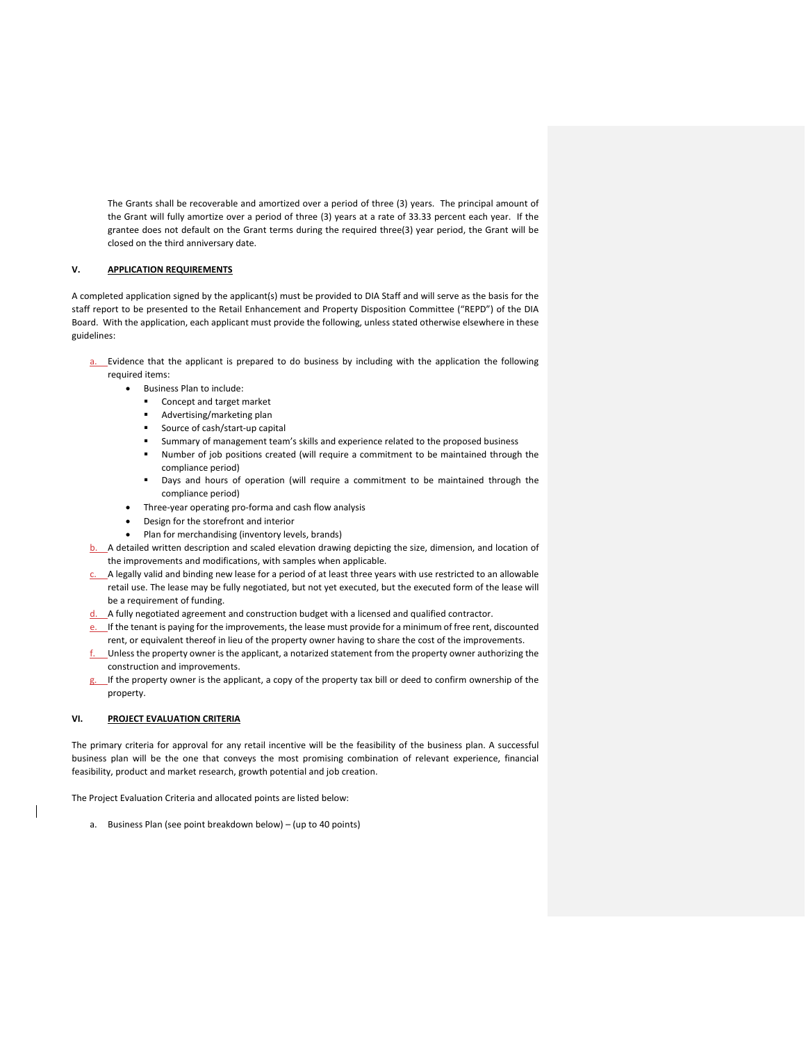The Grants shall be recoverable and amortized over a period of three (3) years. The principal amount of the Grant will fully amortize over a period of three (3) years at a rate of 33.33 percent each year. If the grantee does not default on the Grant terms during the required three(3) year period, the Grant will be closed on the third anniversary date.

## V. APPLICATION REQUIREMENTS

A completed application signed by the applicant(s) must be provided to DIA Staff and will serve as the basis for the staff report to be presented to the Retail Enhancement and Property Disposition Committee ("REPD") of the DIA Board. With the application, each applicant must provide the following, unless stated otherwise elsewhere in these guidelines:

a. Evidence that the applicant is prepared to do business by including with the application the following required items:
   - Business Plan to include:
     - Concept and target market
     - Advertising/marketing plan
     - Source of cash/start-up capital
     - Summary of management team's skills and experience related to the proposed business
     - Number of job positions created (will require a commitment to be maintained through the compliance period)
     - Days and hours of operation (will require a commitment to be maintained through the compliance period)
   - Three-year operating pro-forma and cash flow analysis
   - Design for the storefront and interior
   - Plan for merchandising (inventory levels, brands)

b. A detailed written description and scaled elevation drawing depicting the size, dimension, and location of the improvements and modifications, with samples when applicable.

c. A legally valid and binding new lease for a period of at least three years with use restricted to an allowable retail use. The lease may be fully negotiated, but not yet executed, but the executed form of the lease will be a requirement of funding.

d. A fully negotiated agreement and construction budget with a licensed and qualified contractor.

e. If the tenant is paying for the improvements, the lease must provide for a minimum of free rent, discounted rent, or equivalent thereof in lieu of the property owner having to share the cost of the improvements.

f. Unless the property owner is the applicant, a notarized statement from the property owner authorizing the construction and improvements.

g. If the property owner is the applicant, a copy of the property tax bill or deed to confirm ownership of the property.

## VI. PROJECT EVALUATION CRITERIA

The primary criteria for approval for any retail incentive will be the feasibility of the business plan. A successful business plan will be the one that conveys the most promising combination of relevant experience, financial feasibility, product and market research, growth potential and job creation.

The Project Evaluation Criteria and allocated points are listed below:

a. Business Plan (see point breakdown below) – (up to 40 points)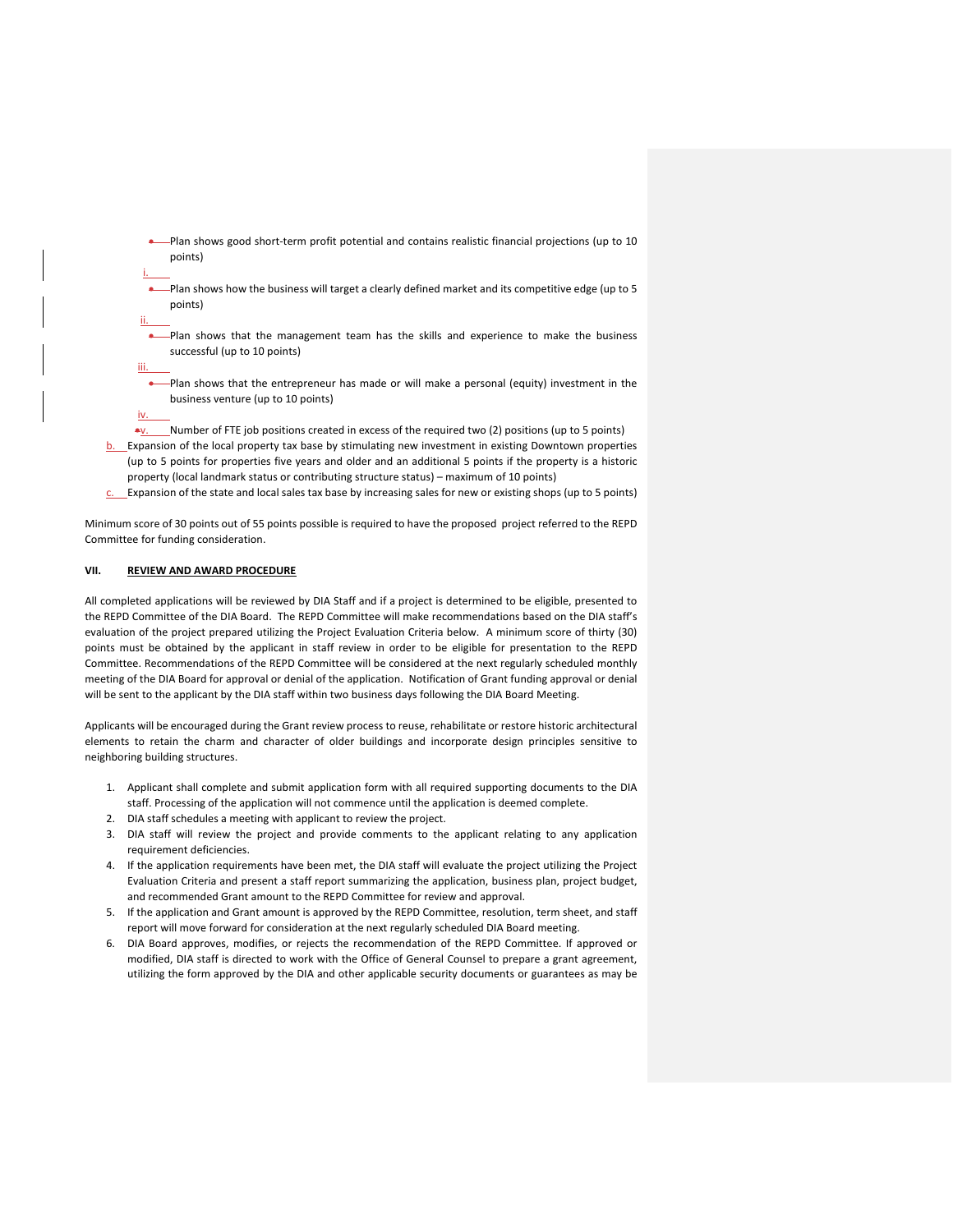- i. Plan shows good short-term profit potential and contains realistic financial projections (up to 10 points)
- ii. Plan shows how the business will target a clearly defined market and its competitive edge (up to 5 points)
- iii. Plan shows that the management team has the skills and experience to make the business successful (up to 10 points)
- iv. Plan shows that the entrepreneur has made or will make a personal (equity) investment in the business venture (up to 10 points)
- v. Number of FTE job positions created in excess of the required two (2) positions (up to 5 points)

b. Expansion of the local property tax base by stimulating new investment in existing Downtown properties (up to 5 points for properties five years and older and an additional 5 points if the property is a historic property (local landmark status or contributing structure status) – maximum of 10 points)

c. Expansion of the state and local sales tax base by increasing sales for new or existing shops (up to 5 points)

Minimum score of 30 points out of 55 points possible is required to have the proposed project referred to the REPD Committee for funding consideration.

## VII. REVIEW AND AWARD PROCEDURE

All completed applications will be reviewed by DIA Staff and if a project is determined to be eligible, presented to the REPD Committee of the DIA Board. The REPD Committee will make recommendations based on the DIA staff's evaluation of the project prepared utilizing the Project Evaluation Criteria below. A minimum score of thirty (30) points must be obtained by the applicant in staff review in order to be eligible for presentation to the REPD Committee. Recommendations of the REPD Committee will be considered at the next regularly scheduled monthly meeting of the DIA Board for approval or denial of the application. Notification of Grant funding approval or denial will be sent to the applicant by the DIA staff within two business days following the DIA Board Meeting.

Applicants will be encouraged during the Grant review process to reuse, rehabilitate or restore historic architectural elements to retain the charm and character of older buildings and incorporate design principles sensitive to neighboring building structures.

1. Applicant shall complete and submit application form with all required supporting documents to the DIA staff. Processing of the application will not commence until the application is deemed complete.
2. DIA staff schedules a meeting with applicant to review the project.
3. DIA staff will review the project and provide comments to the applicant relating to any application requirement deficiencies.
4. If the application requirements have been met, the DIA staff will evaluate the project utilizing the Project Evaluation Criteria and present a staff report summarizing the application, business plan, project budget, and recommended Grant amount to the REPD Committee for review and approval.
5. If the application and Grant amount is approved by the REPD Committee, resolution, term sheet, and staff report will move forward for consideration at the next regularly scheduled DIA Board meeting.
6. DIA Board approves, modifies, or rejects the recommendation of the REPD Committee. If approved or modified, DIA staff is directed to work with the Office of General Counsel to prepare a grant agreement, utilizing the form approved by the DIA and other applicable security documents or guarantees as may be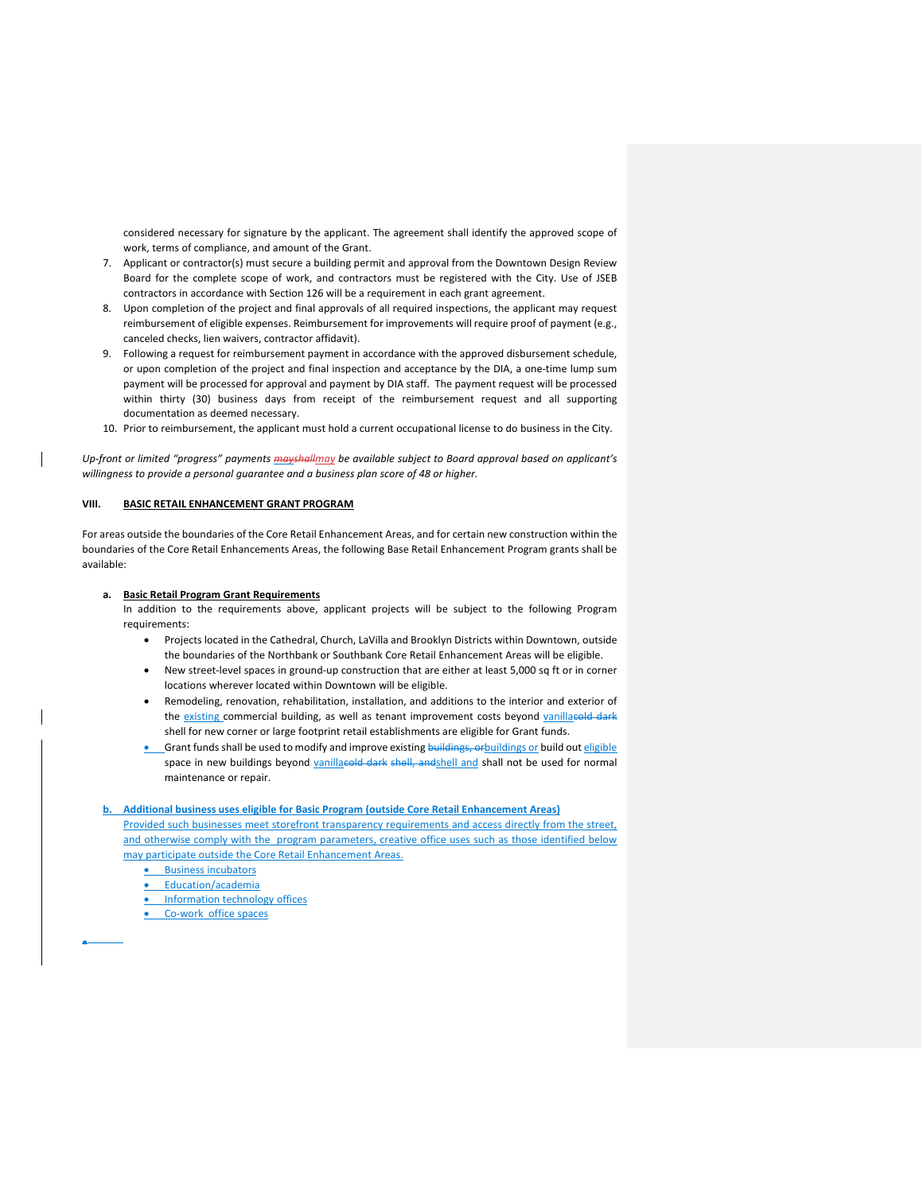considered necessary for signature by the applicant. The agreement shall identify the approved scope of work, terms of compliance, and amount of the Grant.

7. Applicant or contractor(s) must secure a building permit and approval from the Downtown Design Review Board for the complete scope of work, and contractors must be registered with the City. Use of JSEB contractors in accordance with Section 126 will be a requirement in each grant agreement.
8. Upon completion of the project and final approvals of all required inspections, the applicant may request reimbursement of eligible expenses. Reimbursement for improvements will require proof of payment (e.g., canceled checks, lien waivers, contractor affidavit).
9. Following a request for reimbursement payment in accordance with the approved disbursement schedule, or upon completion of the project and final inspection and acceptance by the DIA, a one-time lump sum payment will be processed for approval and payment by DIA staff. The payment request will be processed within thirty (30) business days from receipt of the reimbursement request and all supporting documentation as deemed necessary.
10. Prior to reimbursement, the applicant must hold a current occupational license to do business in the City.

*Up-front or limited "progress" payments ~~mayshall~~may be available subject to Board approval based on applicant's willingness to provide a personal guarantee and a business plan score of 48 or higher.*

## VIII. BASIC RETAIL ENHANCEMENT GRANT PROGRAM

For areas outside the boundaries of the Core Retail Enhancement Areas, and for certain new construction within the boundaries of the Core Retail Enhancements Areas, the following Base Retail Enhancement Program grants shall be available:

**a. Basic Retail Program Grant Requirements**

In addition to the requirements above, applicant projects will be subject to the following Program requirements:

- Projects located in the Cathedral, Church, LaVilla and Brooklyn Districts within Downtown, outside the boundaries of the Northbank or Southbank Core Retail Enhancement Areas will be eligible.
- New street-level spaces in ground-up construction that are either at least 5,000 sq ft or in corner locations wherever located within Downtown will be eligible.
- Remodeling, renovation, rehabilitation, installation, and additions to the interior and exterior of the existing commercial building, as well as tenant improvement costs beyond vanilla~~cold dark~~ shell for new corner or large footprint retail establishments are eligible for Grant funds.
- Grant funds shall be used to modify and improve existing ~~buildings, or~~buildings or build out eligible space in new buildings beyond vanilla~~cold dark~~ ~~shell, and~~shell and shall not be used for normal maintenance or repair.

**b. Additional business uses eligible for Basic Program (outside Core Retail Enhancement Areas)**

Provided such businesses meet storefront transparency requirements and access directly from the street, and otherwise comply with the program parameters, creative office uses such as those identified below may participate outside the Core Retail Enhancement Areas.

- Business incubators
- Education/academia
- Information technology offices
- Co-work office spaces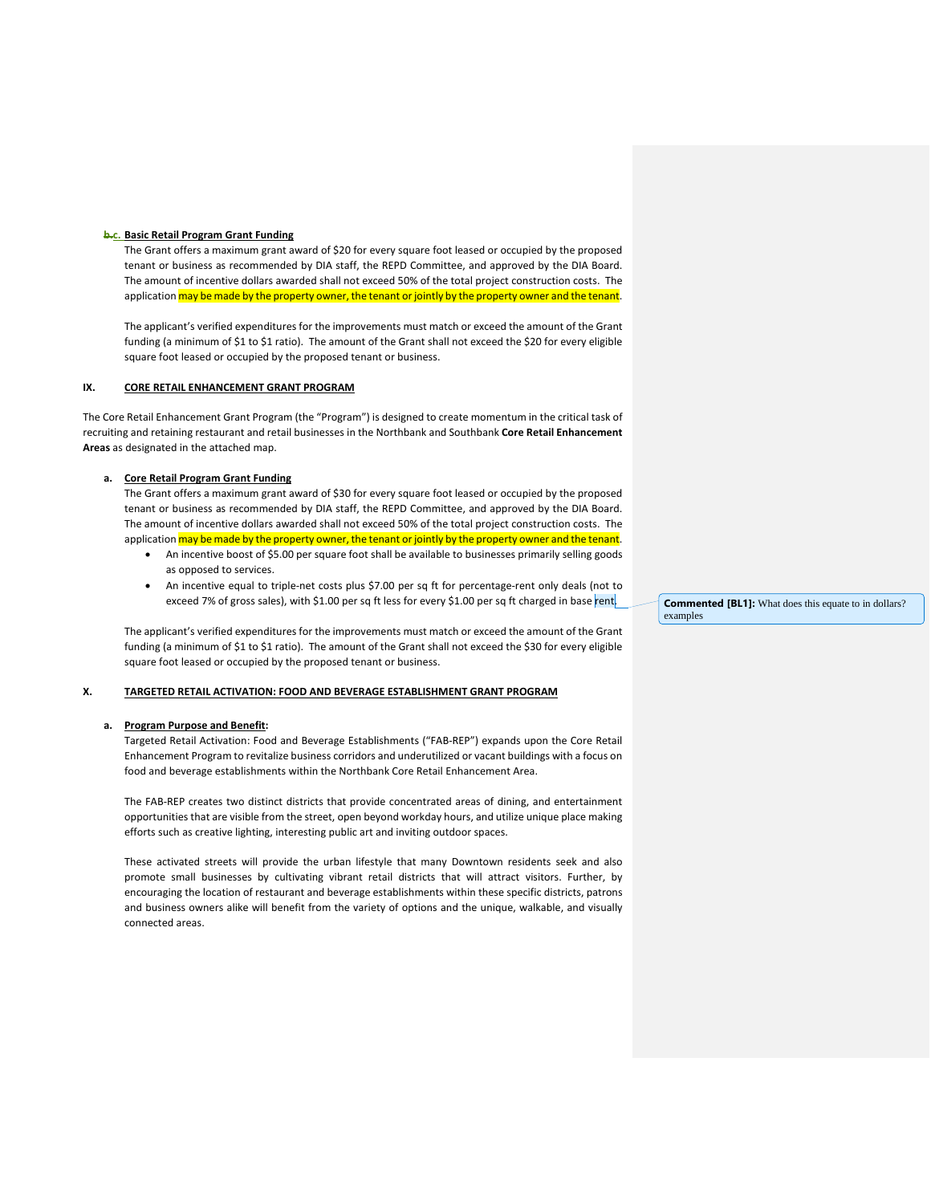c. **Basic Retail Program Grant Funding**

The Grant offers a maximum grant award of $20 for every square foot leased or occupied by the proposed tenant or business as recommended by DIA staff, the REPD Committee, and approved by the DIA Board. The amount of incentive dollars awarded shall not exceed 50% of the total project construction costs. The application may be made by the property owner, the tenant or jointly by the property owner and the tenant.

The applicant's verified expenditures for the improvements must match or exceed the amount of the Grant funding (a minimum of $1 to $1 ratio). The amount of the Grant shall not exceed the $20 for every eligible square foot leased or occupied by the proposed tenant or business.

## IX. CORE RETAIL ENHANCEMENT GRANT PROGRAM

The Core Retail Enhancement Grant Program (the "Program") is designed to create momentum in the critical task of recruiting and retaining restaurant and retail businesses in the Northbank and Southbank **Core Retail Enhancement Areas** as designated in the attached map.

a. **Core Retail Program Grant Funding**

The Grant offers a maximum grant award of $30 for every square foot leased or occupied by the proposed tenant or business as recommended by DIA staff, the REPD Committee, and approved by the DIA Board. The amount of incentive dollars awarded shall not exceed 50% of the total project construction costs. The application may be made by the property owner, the tenant or jointly by the property owner and the tenant.

- An incentive boost of $5.00 per square foot shall be available to businesses primarily selling goods as opposed to services.
- An incentive equal to triple-net costs plus $7.00 per sq ft for percentage-rent only deals (not to exceed 7% of gross sales), with $1.00 per sq ft less for every $1.00 per sq ft charged in base rent.

> **Commented [BL1]:** What does this equate to in dollars? examples

The applicant's verified expenditures for the improvements must match or exceed the amount of the Grant funding (a minimum of $1 to $1 ratio). The amount of the Grant shall not exceed the $30 for every eligible square foot leased or occupied by the proposed tenant or business.

## X. TARGETED RETAIL ACTIVATION: FOOD AND BEVERAGE ESTABLISHMENT GRANT PROGRAM

a. **Program Purpose and Benefit:**

Targeted Retail Activation: Food and Beverage Establishments ("FAB-REP") expands upon the Core Retail Enhancement Program to revitalize business corridors and underutilized or vacant buildings with a focus on food and beverage establishments within the Northbank Core Retail Enhancement Area.

The FAB-REP creates two distinct districts that provide concentrated areas of dining, and entertainment opportunities that are visible from the street, open beyond workday hours, and utilize unique place making efforts such as creative lighting, interesting public art and inviting outdoor spaces.

These activated streets will provide the urban lifestyle that many Downtown residents seek and also promote small businesses by cultivating vibrant retail districts that will attract visitors. Further, by encouraging the location of restaurant and beverage establishments within these specific districts, patrons and business owners alike will benefit from the variety of options and the unique, walkable, and visually connected areas.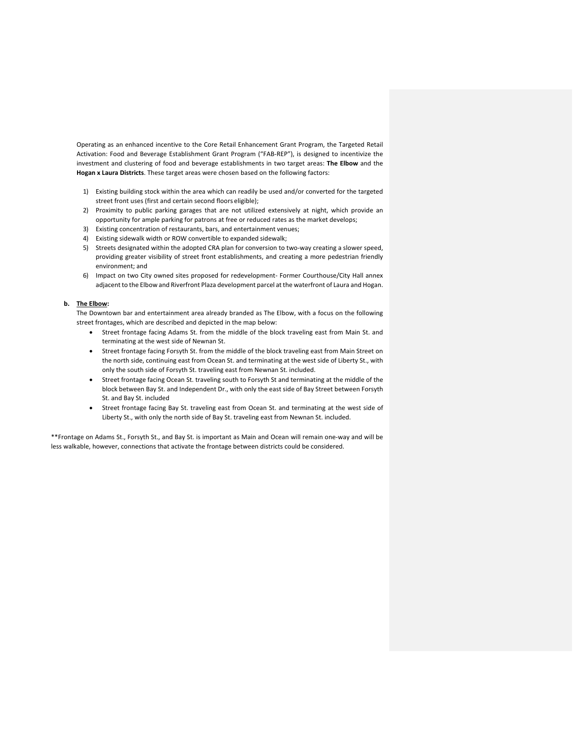Operating as an enhanced incentive to the Core Retail Enhancement Grant Program, the Targeted Retail Activation: Food and Beverage Establishment Grant Program ("FAB-REP"), is designed to incentivize the investment and clustering of food and beverage establishments in two target areas: **The Elbow** and the **Hogan x Laura Districts**. These target areas were chosen based on the following factors:

1) Existing building stock within the area which can readily be used and/or converted for the targeted street front uses (first and certain second floors eligible);
2) Proximity to public parking garages that are not utilized extensively at night, which provide an opportunity for ample parking for patrons at free or reduced rates as the market develops;
3) Existing concentration of restaurants, bars, and entertainment venues;
4) Existing sidewalk width or ROW convertible to expanded sidewalk;
5) Streets designated within the adopted CRA plan for conversion to two-way creating a slower speed, providing greater visibility of street front establishments, and creating a more pedestrian friendly environment; and
6) Impact on two City owned sites proposed for redevelopment- Former Courthouse/City Hall annex adjacent to the Elbow and Riverfront Plaza development parcel at the waterfront of Laura and Hogan.

**b. <u>The Elbow</u>:**

The Downtown bar and entertainment area already branded as The Elbow, with a focus on the following street frontages, which are described and depicted in the map below:

- Street frontage facing Adams St. from the middle of the block traveling east from Main St. and terminating at the west side of Newnan St.
- Street frontage facing Forsyth St. from the middle of the block traveling east from Main Street on the north side, continuing east from Ocean St. and terminating at the west side of Liberty St., with only the south side of Forsyth St. traveling east from Newnan St. included.
- Street frontage facing Ocean St. traveling south to Forsyth St and terminating at the middle of the block between Bay St. and Independent Dr., with only the east side of Bay Street between Forsyth St. and Bay St. included
- Street frontage facing Bay St. traveling east from Ocean St. and terminating at the west side of Liberty St., with only the north side of Bay St. traveling east from Newnan St. included.

**Frontage on Adams St., Forsyth St., and Bay St. is important as Main and Ocean will remain one-way and will be less walkable, however, connections that activate the frontage between districts could be considered.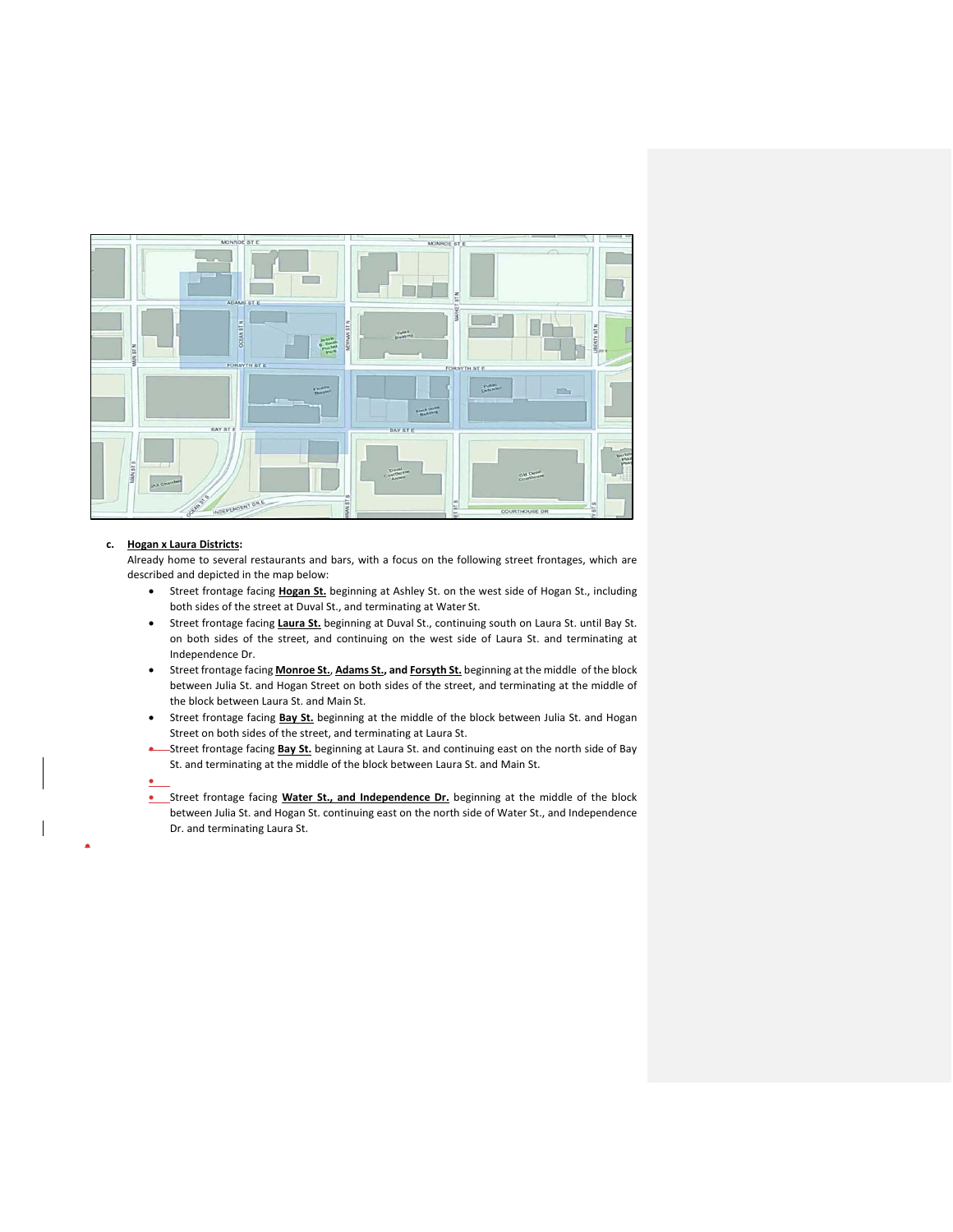c. **Hogan x Laura Districts:**

Already home to several restaurants and bars, with a focus on the following street frontages, which are described and depicted in the map below:

- Street frontage facing **Hogan St.** beginning at Ashley St. on the west side of Hogan St., including both sides of the street at Duval St., and terminating at Water St.
- Street frontage facing **Laura St.** beginning at Duval St., continuing south on Laura St. until Bay St. on both sides of the street, and continuing on the west side of Laura St. and terminating at Independence Dr.
- Street frontage facing **Monroe St.**, **Adams St.**, **and Forsyth St.** beginning at the middle of the block between Julia St. and Hogan Street on both sides of the street, and terminating at the middle of the block between Laura St. and Main St.
- Street frontage facing **Bay St.** beginning at the middle of the block between Julia St. and Hogan Street on both sides of the street, and terminating at Laura St.
- Street frontage facing **Bay St.** beginning at Laura St. and continuing east on the north side of Bay St. and terminating at the middle of the block between Laura St. and Main St.
- Street frontage facing **Water St., and Independence Dr.** beginning at the middle of the block between Julia St. and Hogan St. continuing east on the north side of Water St., and Independence Dr. and terminating Laura St.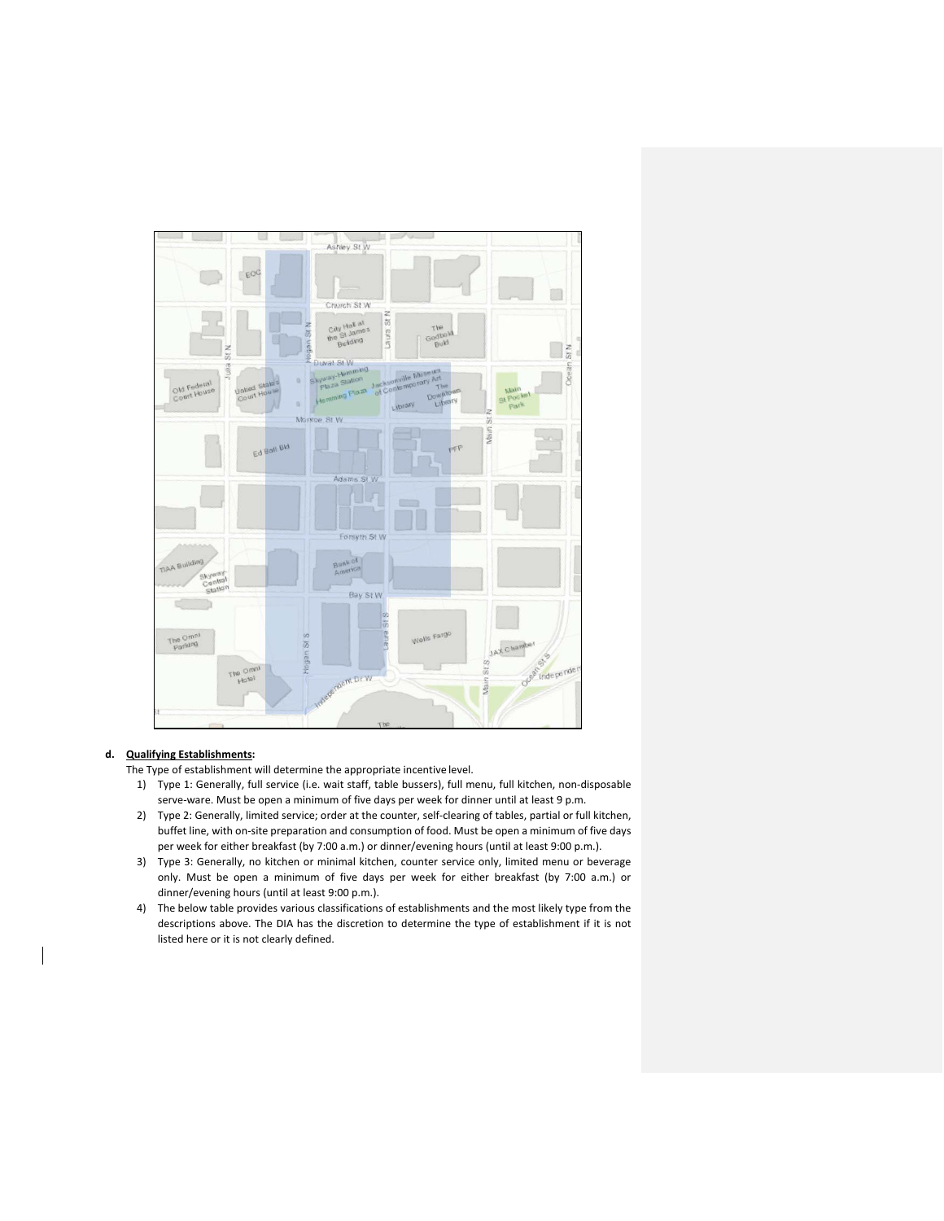**d. Qualifying Establishments:**

The Type of establishment will determine the appropriate incentive level.

1) Type 1: Generally, full service (i.e. wait staff, table bussers), full menu, full kitchen, non-disposable serve-ware. Must be open a minimum of five days per week for dinner until at least 9 p.m.
2) Type 2: Generally, limited service; order at the counter, self-clearing of tables, partial or full kitchen, buffet line, with on-site preparation and consumption of food. Must be open a minimum of five days per week for either breakfast (by 7:00 a.m.) or dinner/evening hours (until at least 9:00 p.m.).
3) Type 3: Generally, no kitchen or minimal kitchen, counter service only, limited menu or beverage only. Must be open a minimum of five days per week for either breakfast (by 7:00 a.m.) or dinner/evening hours (until at least 9:00 p.m.).
4) The below table provides various classifications of establishments and the most likely type from the descriptions above. The DIA has the discretion to determine the type of establishment if it is not listed here or it is not clearly defined.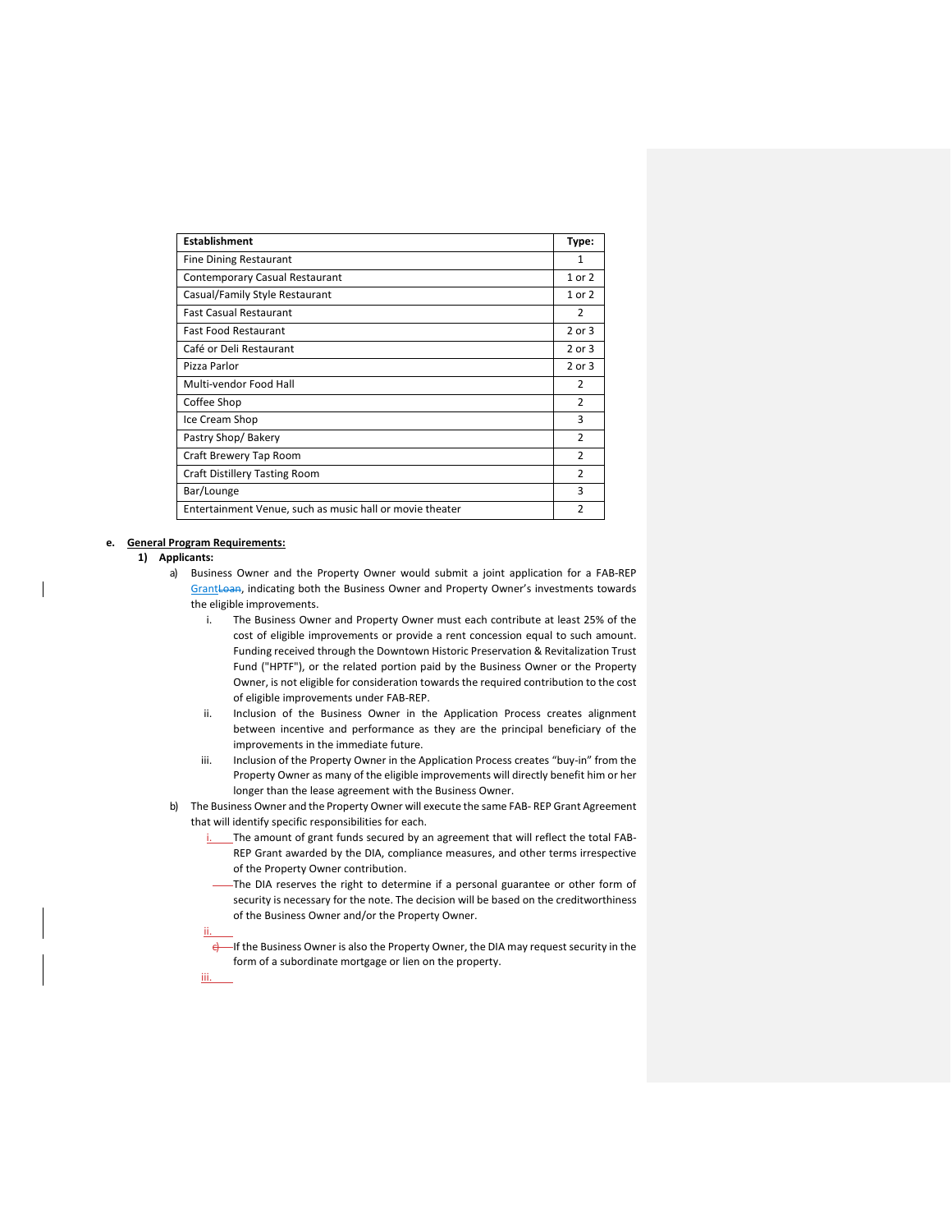| Establishment | Type: |
| --- | --- |
| Fine Dining Restaurant | 1 |
| Contemporary Casual Restaurant | 1 or 2 |
| Casual/Family Style Restaurant | 1 or 2 |
| Fast Casual Restaurant | 2 |
| Fast Food Restaurant | 2 or 3 |
| Café or Deli Restaurant | 2 or 3 |
| Pizza Parlor | 2 or 3 |
| Multi-vendor Food Hall | 2 |
| Coffee Shop | 2 |
| Ice Cream Shop | 3 |
| Pastry Shop/ Bakery | 2 |
| Craft Brewery Tap Room | 2 |
| Craft Distillery Tasting Room | 2 |
| Bar/Lounge | 3 |
| Entertainment Venue, such as music hall or movie theater | 2 |

**e. General Program Requirements:**

**1) Applicants:**

a) Business Owner and the Property Owner would submit a joint application for a FAB-REP GrantLoan, indicating both the Business Owner and Property Owner's investments towards the eligible improvements.

i. The Business Owner and Property Owner must each contribute at least 25% of the cost of eligible improvements or provide a rent concession equal to such amount. Funding received through the Downtown Historic Preservation & Revitalization Trust Fund ("HPTF"), or the related portion paid by the Business Owner or the Property Owner, is not eligible for consideration towards the required contribution to the cost of eligible improvements under FAB-REP.

ii. Inclusion of the Business Owner in the Application Process creates alignment between incentive and performance as they are the principal beneficiary of the improvements in the immediate future.

iii. Inclusion of the Property Owner in the Application Process creates "buy-in" from the Property Owner as many of the eligible improvements will directly benefit him or her longer than the lease agreement with the Business Owner.

b) The Business Owner and the Property Owner will execute the same FAB- REP Grant Agreement that will identify specific responsibilities for each.

i. The amount of grant funds secured by an agreement that will reflect the total FAB-REP Grant awarded by the DIA, compliance measures, and other terms irrespective of the Property Owner contribution.

The DIA reserves the right to determine if a personal guarantee or other form of security is necessary for the note. The decision will be based on the creditworthiness of the Business Owner and/or the Property Owner.

ii. c) If the Business Owner is also the Property Owner, the DIA may request security in the form of a subordinate mortgage or lien on the property.

iii.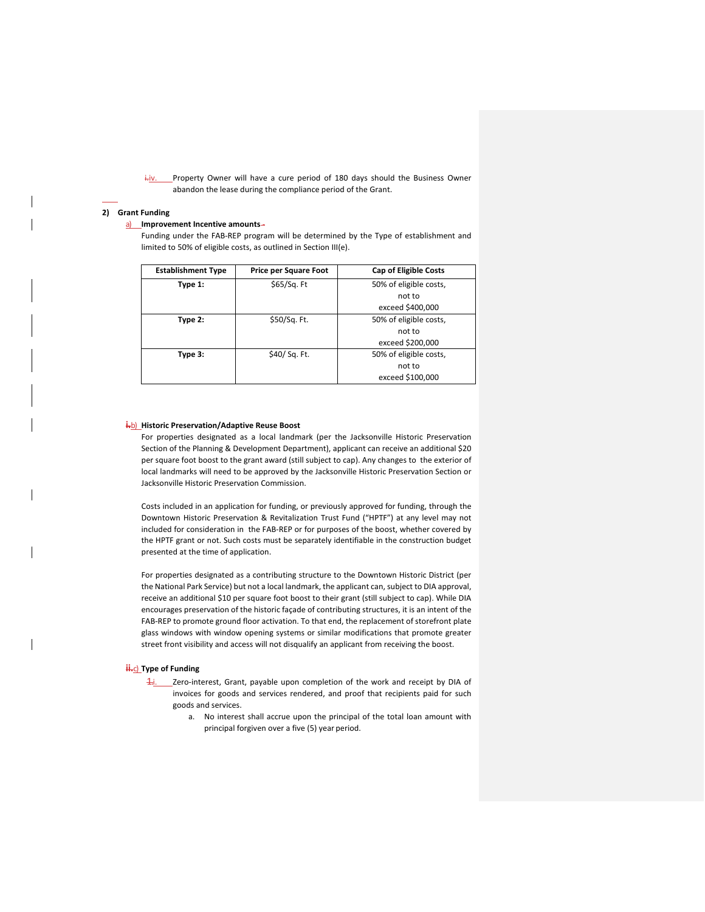iv. Property Owner will have a cure period of 180 days should the Business Owner abandon the lease during the compliance period of the Grant.

**2) Grant Funding**

a) **Improvement Incentive amounts**

Funding under the FAB-REP program will be determined by the Type of establishment and limited to 50% of eligible costs, as outlined in Section III(e).

| Establishment Type | Price per Square Foot | Cap of Eligible Costs |
|---|---|---|
| **Type 1:** | $65/Sq. Ft | 50% of eligible costs, not to exceed $400,000 |
| **Type 2:** | $50/Sq. Ft. | 50% of eligible costs, not to exceed $200,000 |
| **Type 3:** | $40/ Sq. Ft. | 50% of eligible costs, not to exceed $100,000 |

b) **Historic Preservation/Adaptive Reuse Boost**

For properties designated as a local landmark (per the Jacksonville Historic Preservation Section of the Planning & Development Department), applicant can receive an additional $20 per square foot boost to the grant award (still subject to cap). Any changes to the exterior of local landmarks will need to be approved by the Jacksonville Historic Preservation Section or Jacksonville Historic Preservation Commission.

Costs included in an application for funding, or previously approved for funding, through the Downtown Historic Preservation & Revitalization Trust Fund ("HPTF") at any level may not included for consideration in the FAB-REP or for purposes of the boost, whether covered by the HPTF grant or not. Such costs must be separately identifiable in the construction budget presented at the time of application.

For properties designated as a contributing structure to the Downtown Historic District (per the National Park Service) but not a local landmark, the applicant can, subject to DIA approval, receive an additional $10 per square foot boost to their grant (still subject to cap). While DIA encourages preservation of the historic façade of contributing structures, it is an intent of the FAB-REP to promote ground floor activation. To that end, the replacement of storefront plate glass windows with window opening systems or similar modifications that promote greater street front visibility and access will not disqualify an applicant from receiving the boost.

c) **Type of Funding**

i. Zero-interest, Grant, payable upon completion of the work and receipt by DIA of invoices for goods and services rendered, and proof that recipients paid for such goods and services.

a. No interest shall accrue upon the principal of the total loan amount with principal forgiven over a five (5) year period.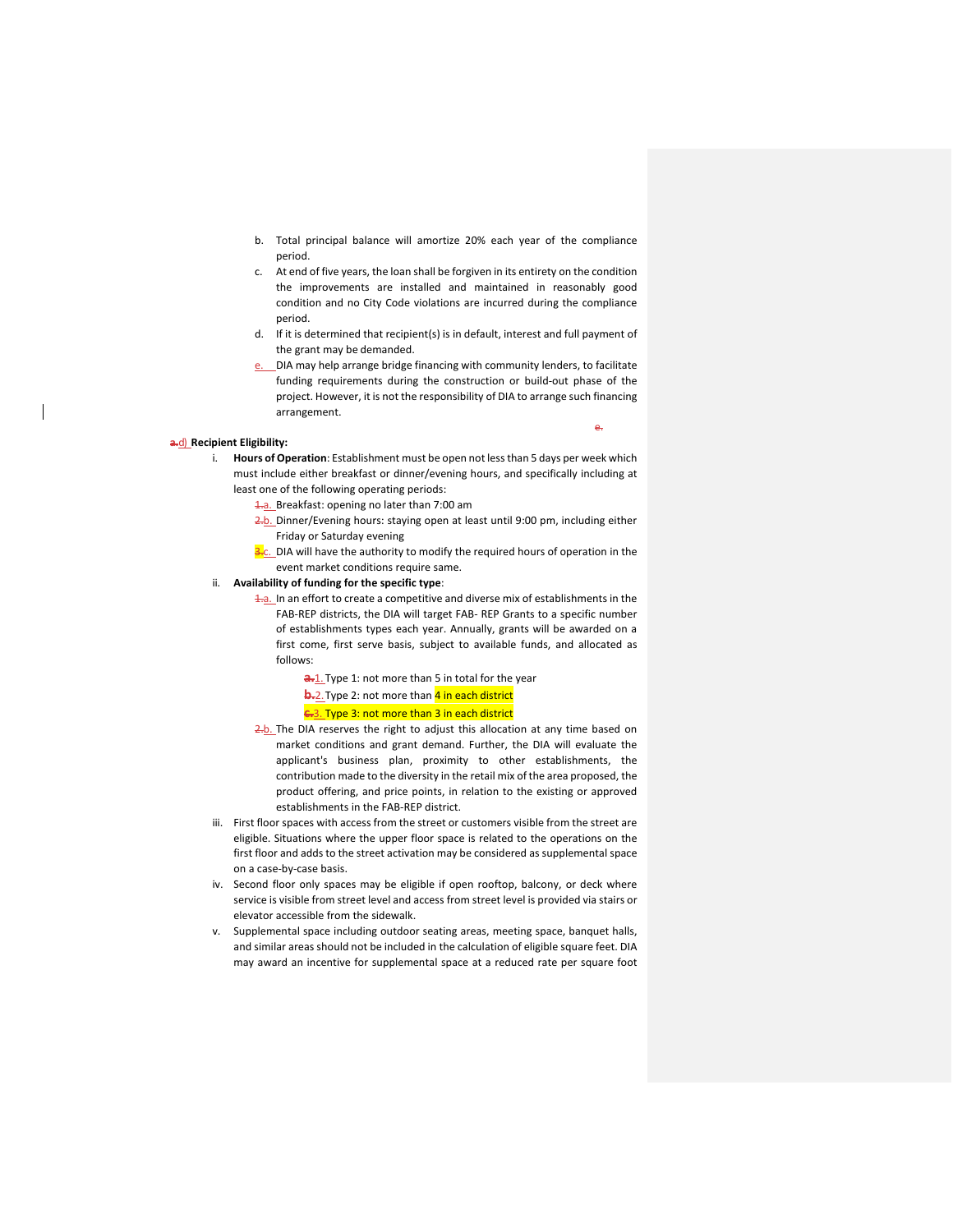b. Total principal balance will amortize 20% each year of the compliance period.
c. At end of five years, the loan shall be forgiven in its entirety on the condition the improvements are installed and maintained in reasonably good condition and no City Code violations are incurred during the compliance period.
d. If it is determined that recipient(s) is in default, interest and full payment of the grant may be demanded.
e. DIA may help arrange bridge financing with community lenders, to facilitate funding requirements during the construction or build-out phase of the project. However, it is not the responsibility of DIA to arrange such financing arrangement.

~~e.~~

~~a.~~d) **Recipient Eligibility:**

i. **Hours of Operation**: Establishment must be open not less than 5 days per week which must include either breakfast or dinner/evening hours, and specifically including at least one of the following operating periods:
   ~~1.~~a. Breakfast: opening no later than 7:00 am
   ~~2.~~b. Dinner/Evening hours: staying open at least until 9:00 pm, including either Friday or Saturday evening
   ~~3.~~c. DIA will have the authority to modify the required hours of operation in the event market conditions require same.

ii. **Availability of funding for the specific type**:
   ~~1.~~a. In an effort to create a competitive and diverse mix of establishments in the FAB-REP districts, the DIA will target FAB- REP Grants to a specific number of establishments types each year. Annually, grants will be awarded on a first come, first serve basis, subject to available funds, and allocated as follows:
      ~~a.~~1. Type 1: not more than 5 in total for the year
      ~~b.~~2. Type 2: not more than 4 in each district
      ~~c.~~3. Type 3: not more than 3 in each district
   ~~2.~~b. The DIA reserves the right to adjust this allocation at any time based on market conditions and grant demand. Further, the DIA will evaluate the applicant's business plan, proximity to other establishments, the contribution made to the diversity in the retail mix of the area proposed, the product offering, and price points, in relation to the existing or approved establishments in the FAB-REP district.

iii. First floor spaces with access from the street or customers visible from the street are eligible. Situations where the upper floor space is related to the operations on the first floor and adds to the street activation may be considered as supplemental space on a case-by-case basis.

iv. Second floor only spaces may be eligible if open rooftop, balcony, or deck where service is visible from street level and access from street level is provided via stairs or elevator accessible from the sidewalk.

v. Supplemental space including outdoor seating areas, meeting space, banquet halls, and similar areas should not be included in the calculation of eligible square feet. DIA may award an incentive for supplemental space at a reduced rate per square foot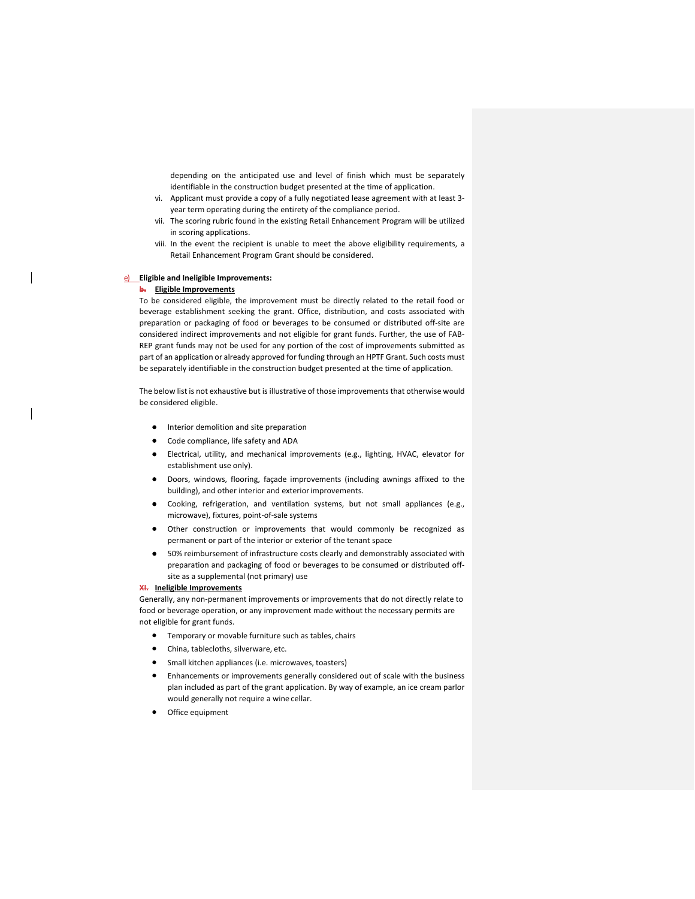depending on the anticipated use and level of finish which must be separately identifiable in the construction budget presented at the time of application.

vi. Applicant must provide a copy of a fully negotiated lease agreement with at least 3-year term operating during the entirety of the compliance period.

vii. The scoring rubric found in the existing Retail Enhancement Program will be utilized in scoring applications.

viii. In the event the recipient is unable to meet the above eligibility requirements, a Retail Enhancement Program Grant should be considered.

e) **Eligible and Ineligible Improvements:**

~~b.~~ **Eligible Improvements**

To be considered eligible, the improvement must be directly related to the retail food or beverage establishment seeking the grant. Office, distribution, and costs associated with preparation or packaging of food or beverages to be consumed or distributed off-site are considered indirect improvements and not eligible for grant funds. Further, the use of FAB-REP grant funds may not be used for any portion of the cost of improvements submitted as part of an application or already approved for funding through an HPTF Grant. Such costs must be separately identifiable in the construction budget presented at the time of application.

The below list is not exhaustive but is illustrative of those improvements that otherwise would be considered eligible.

- Interior demolition and site preparation
- Code compliance, life safety and ADA
- Electrical, utility, and mechanical improvements (e.g., lighting, HVAC, elevator for establishment use only).
- Doors, windows, flooring, façade improvements (including awnings affixed to the building), and other interior and exterior improvements.
- Cooking, refrigeration, and ventilation systems, but not small appliances (e.g., microwave), fixtures, point-of-sale systems
- Other construction or improvements that would commonly be recognized as permanent or part of the interior or exterior of the tenant space
- 50% reimbursement of infrastructure costs clearly and demonstrably associated with preparation and packaging of food or beverages to be consumed or distributed off-site as a supplemental (not primary) use

~~XI.~~ **Ineligible Improvements**

Generally, any non-permanent improvements or improvements that do not directly relate to food or beverage operation, or any improvement made without the necessary permits are not eligible for grant funds.

- Temporary or movable furniture such as tables, chairs
- China, tablecloths, silverware, etc.
- Small kitchen appliances (i.e. microwaves, toasters)
- Enhancements or improvements generally considered out of scale with the business plan included as part of the grant application. By way of example, an ice cream parlor would generally not require a wine cellar.
- Office equipment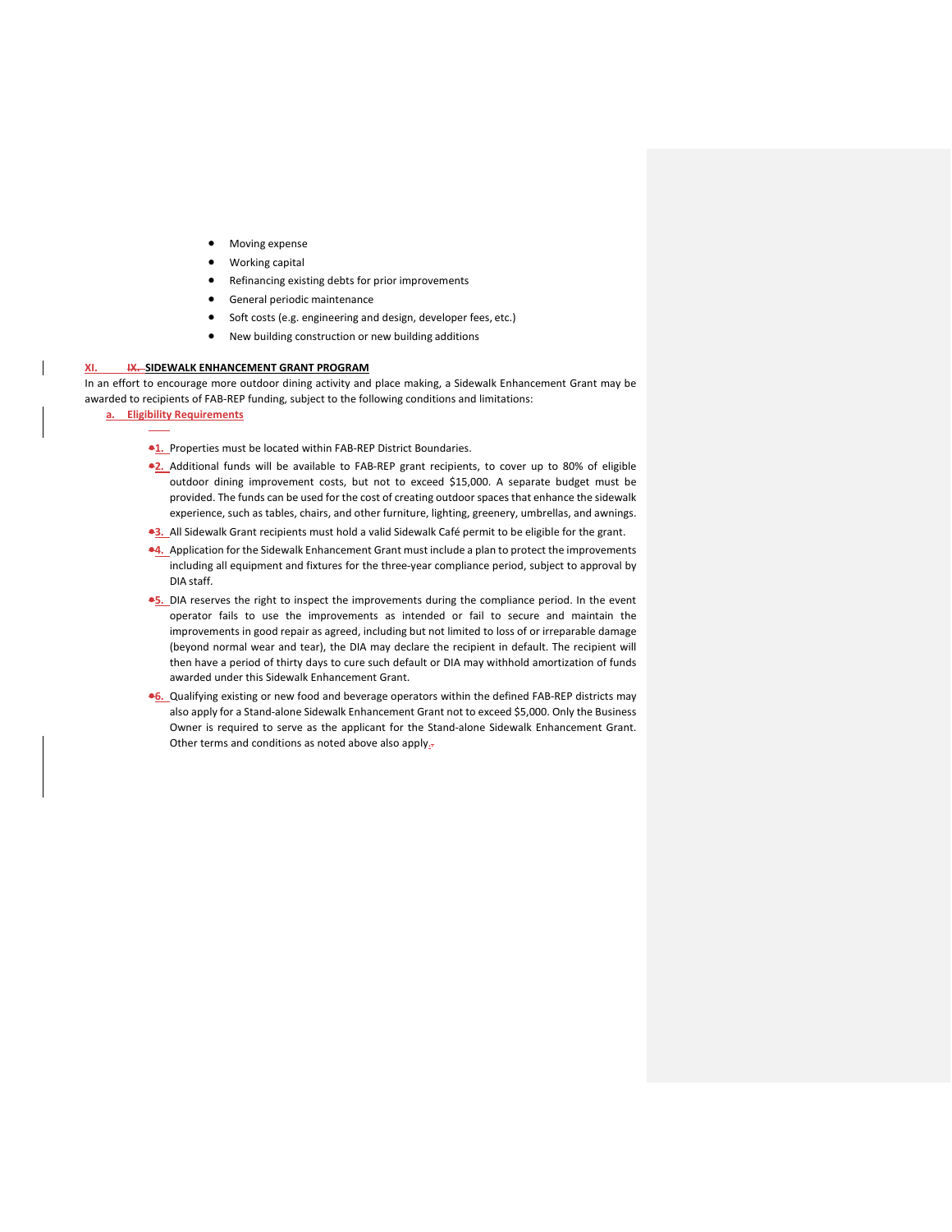- Moving expense
- Working capital
- Refinancing existing debts for prior improvements
- General periodic maintenance
- Soft costs (e.g. engineering and design, developer fees, etc.)
- New building construction or new building additions

## XI. SIDEWALK ENHANCEMENT GRANT PROGRAM

In an effort to encourage more outdoor dining activity and place making, a Sidewalk Enhancement Grant may be awarded to recipients of FAB-REP funding, subject to the following conditions and limitations:

**a. Eligibility Requirements**

1. Properties must be located within FAB-REP District Boundaries.
2. Additional funds will be available to FAB-REP grant recipients, to cover up to 80% of eligible outdoor dining improvement costs, but not to exceed $15,000. A separate budget must be provided. The funds can be used for the cost of creating outdoor spaces that enhance the sidewalk experience, such as tables, chairs, and other furniture, lighting, greenery, umbrellas, and awnings.
3. All Sidewalk Grant recipients must hold a valid Sidewalk Café permit to be eligible for the grant.
4. Application for the Sidewalk Enhancement Grant must include a plan to protect the improvements including all equipment and fixtures for the three-year compliance period, subject to approval by DIA staff.
5. DIA reserves the right to inspect the improvements during the compliance period. In the event operator fails to use the improvements as intended or fail to secure and maintain the improvements in good repair as agreed, including but not limited to loss of or irreparable damage (beyond normal wear and tear), the DIA may declare the recipient in default. The recipient will then have a period of thirty days to cure such default or DIA may withhold amortization of funds awarded under this Sidewalk Enhancement Grant.
6. Qualifying existing or new food and beverage operators within the defined FAB-REP districts may also apply for a Stand-alone Sidewalk Enhancement Grant not to exceed $5,000. Only the Business Owner is required to serve as the applicant for the Stand-alone Sidewalk Enhancement Grant. Other terms and conditions as noted above also apply.